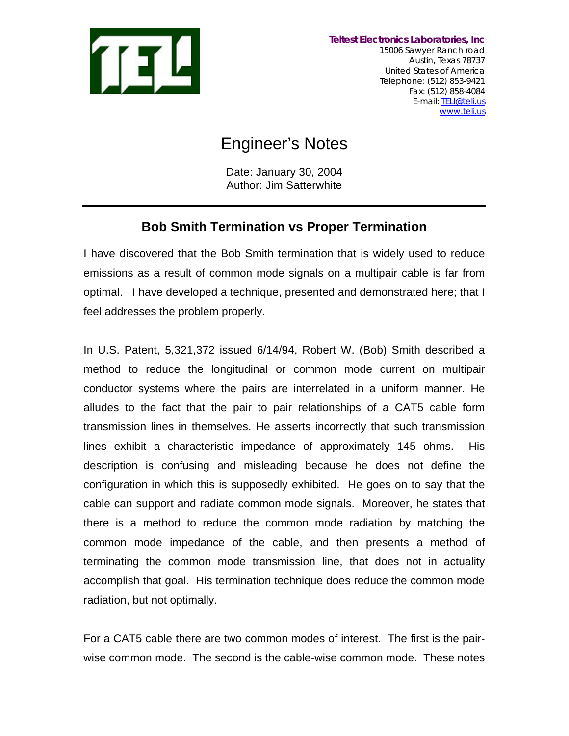**Teltest Electronics Laboratories, Inc**
15006 Sawyer Ranch road
Austin, Texas 78737
United States of America
Telephone: (512) 853-9421
Fax: (512) 858-4084
E-mail: TELI@teli.us
www.teli.us

# Engineer's Notes

Date: January 30, 2004
Author: Jim Satterwhite

---

## Bob Smith Termination vs Proper Termination

I have discovered that the Bob Smith termination that is widely used to reduce emissions as a result of common mode signals on a multipair cable is far from optimal. I have developed a technique, presented and demonstrated here; that I feel addresses the problem properly.

In U.S. Patent, 5,321,372 issued 6/14/94, Robert W. (Bob) Smith described a method to reduce the longitudinal or common mode current on multipair conductor systems where the pairs are interrelated in a uniform manner. He alludes to the fact that the pair to pair relationships of a CAT5 cable form transmission lines in themselves. He asserts incorrectly that such transmission lines exhibit a characteristic impedance of approximately 145 ohms. His description is confusing and misleading because he does not define the configuration in which this is supposedly exhibited. He goes on to say that the cable can support and radiate common mode signals. Moreover, he states that there is a method to reduce the common mode radiation by matching the common mode impedance of the cable, and then presents a method of terminating the common mode transmission line, that does not in actuality accomplish that goal. His termination technique does reduce the common mode radiation, but not optimally.

For a CAT5 cable there are two common modes of interest. The first is the pair-wise common mode. The second is the cable-wise common mode. These notes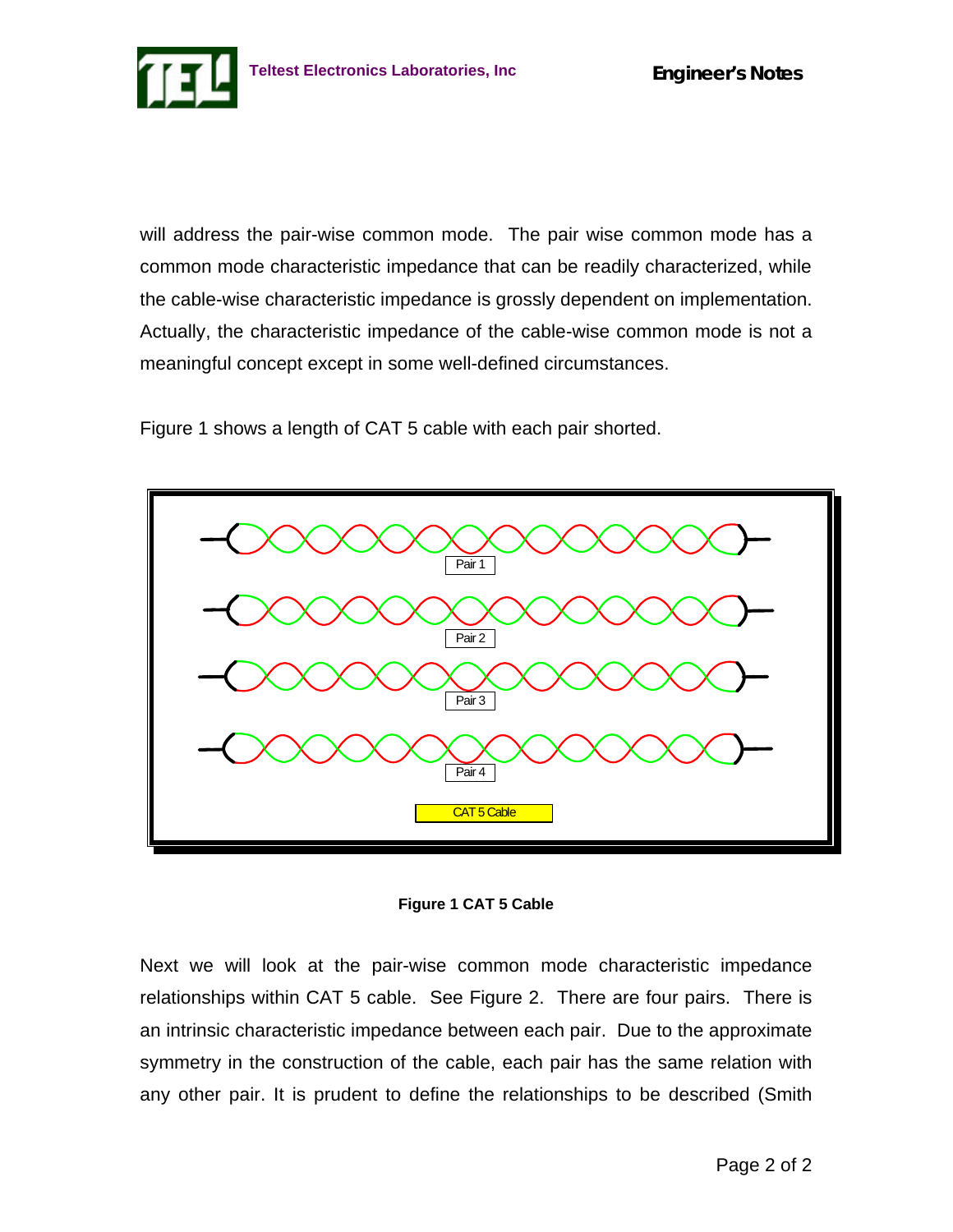will address the pair-wise common mode. The pair wise common mode has a common mode characteristic impedance that can be readily characterized, while the cable-wise characteristic impedance is grossly dependent on implementation. Actually, the characteristic impedance of the cable-wise common mode is not a meaningful concept except in some well-defined circumstances.

Figure 1 shows a length of CAT 5 cable with each pair shorted.

**Figure 1 CAT 5 Cable**

Next we will look at the pair-wise common mode characteristic impedance relationships within CAT 5 cable. See Figure 2. There are four pairs. There is an intrinsic characteristic impedance between each pair. Due to the approximate symmetry in the construction of the cable, each pair has the same relation with any other pair. It is prudent to define the relationships to be described (Smith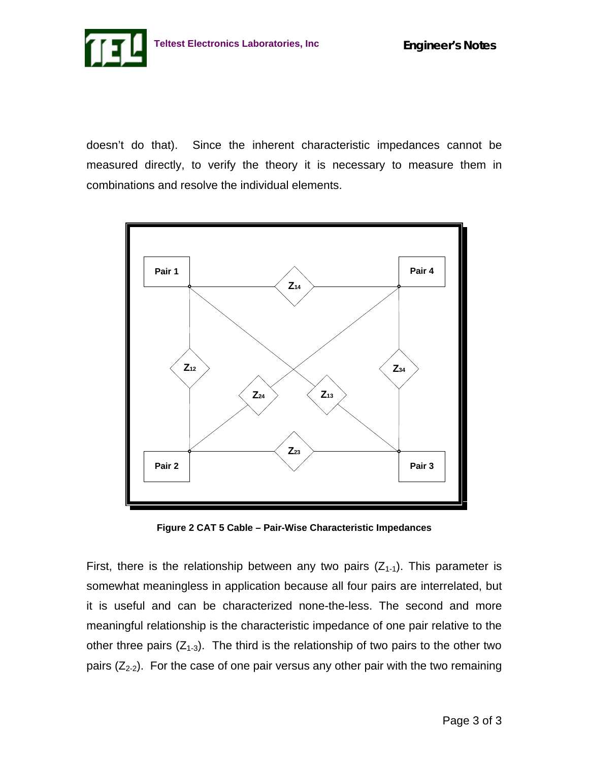doesn't do that). Since the inherent characteristic impedances cannot be measured directly, to verify the theory it is necessary to measure them in combinations and resolve the individual elements.

**Figure 2 CAT 5 Cable – Pair-Wise Characteristic Impedances**

First, there is the relationship between any two pairs ($Z_{1\text{-}1}$). This parameter is somewhat meaningless in application because all four pairs are interrelated, but it is useful and can be characterized none-the-less. The second and more meaningful relationship is the characteristic impedance of one pair relative to the other three pairs ($Z_{1\text{-}3}$). The third is the relationship of two pairs to the other two pairs ($Z_{2\text{-}2}$). For the case of one pair versus any other pair with the two remaining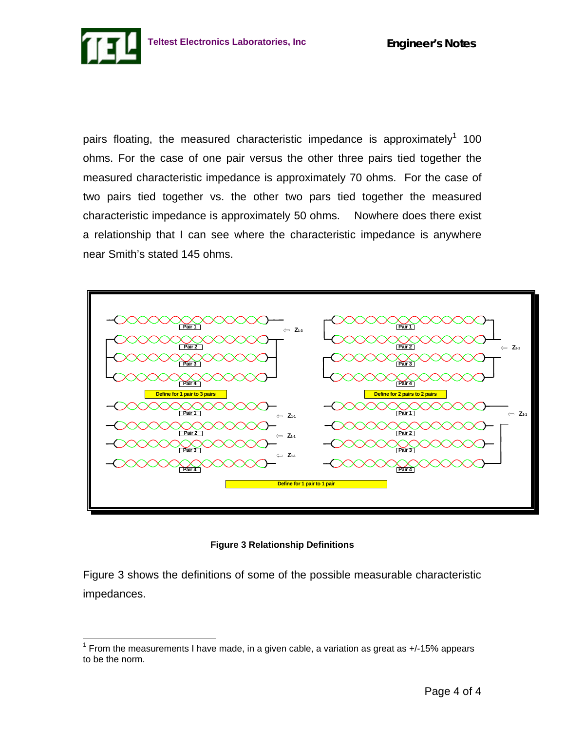pairs floating, the measured characteristic impedance is approximately[1] 100 ohms. For the case of one pair versus the other three pairs tied together the measured characteristic impedance is approximately 70 ohms. For the case of two pairs tied together vs. the other two pars tied together the measured characteristic impedance is approximately 50 ohms. Nowhere does there exist a relationship that I can see where the characteristic impedance is anywhere near Smith's stated 145 ohms.

**Figure 3 Relationship Definitions**

Figure 3 shows the definitions of some of the possible measurable characteristic impedances.

[1] From the measurements I have made, in a given cable, a variation as great as +/-15% appears to be the norm.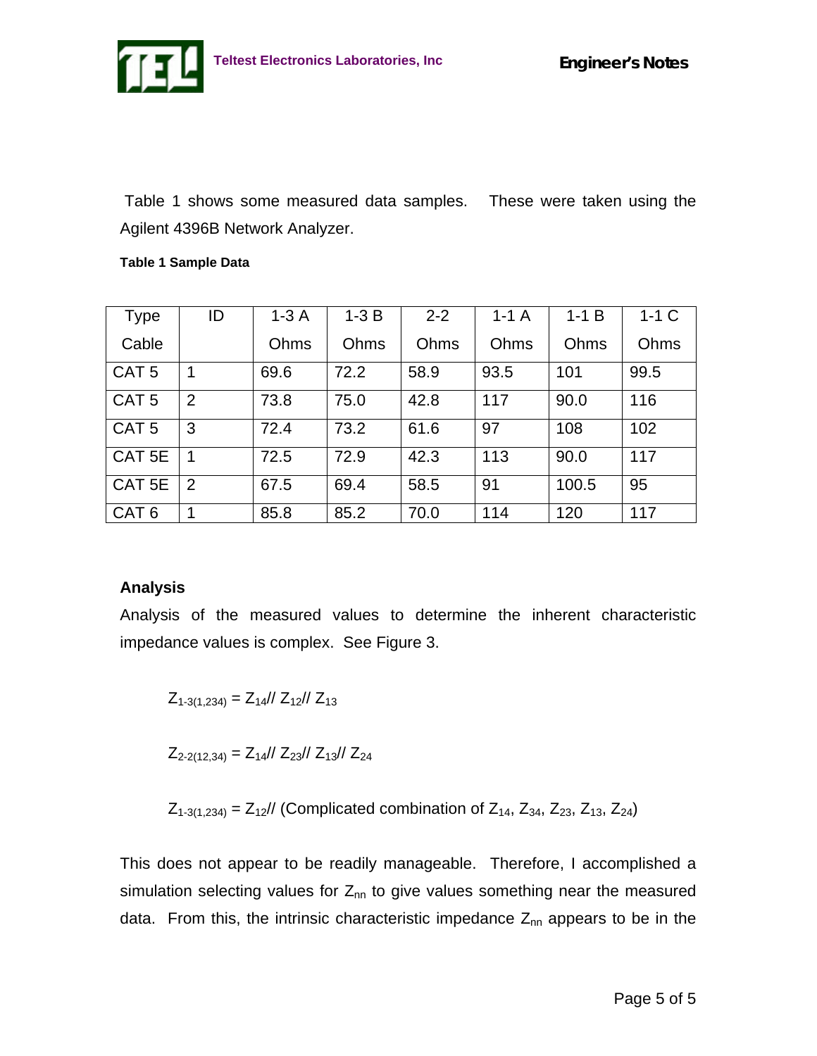Table 1 shows some measured data samples. These were taken using the Agilent 4396B Network Analyzer.

**Table 1 Sample Data**

| Type Cable | ID | 1-3 A Ohms | 1-3 B Ohms | 2-2 Ohms | 1-1 A Ohms | 1-1 B Ohms | 1-1 C Ohms |
|---|---|---|---|---|---|---|---|
| CAT 5 | 1 | 69.6 | 72.2 | 58.9 | 93.5 | 101 | 99.5 |
| CAT 5 | 2 | 73.8 | 75.0 | 42.8 | 117 | 90.0 | 116 |
| CAT 5 | 3 | 72.4 | 73.2 | 61.6 | 97 | 108 | 102 |
| CAT 5E | 1 | 72.5 | 72.9 | 42.3 | 113 | 90.0 | 117 |
| CAT 5E | 2 | 67.5 | 69.4 | 58.5 | 91 | 100.5 | 95 |
| CAT 6 | 1 | 85.8 | 85.2 | 70.0 | 114 | 120 | 117 |

### Analysis

Analysis of the measured values to determine the inherent characteristic impedance values is complex. See Figure 3.

$$Z_{1\text{-}3(1,234)} = Z_{14} // Z_{12} // Z_{13}$$

$$Z_{2\text{-}2(12,34)} = Z_{14} // Z_{23} // Z_{13} // Z_{24}$$

$$Z_{1\text{-}3(1,234)} = Z_{12} // \text{(Complicated combination of } Z_{14}, Z_{34}, Z_{23}, Z_{13}, Z_{24})$$

This does not appear to be readily manageable. Therefore, I accomplished a simulation selecting values for $Z_{nn}$ to give values something near the measured data. From this, the intrinsic characteristic impedance $Z_{nn}$ appears to be in the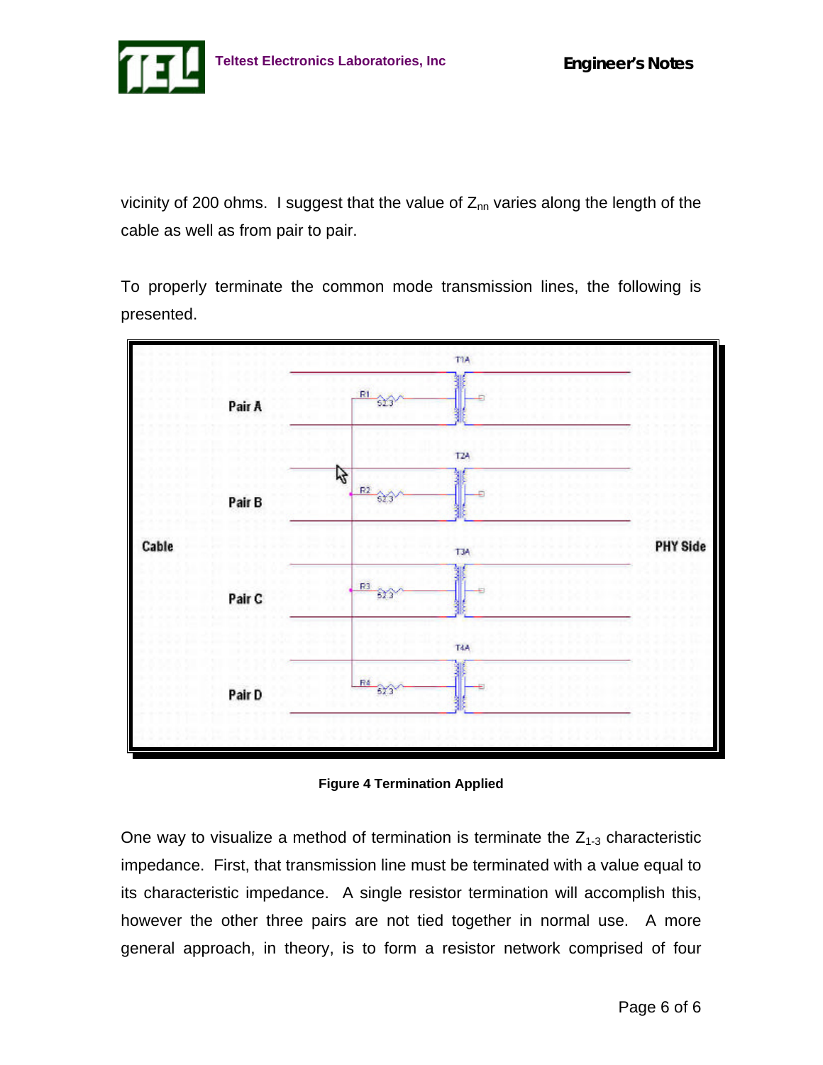vicinity of 200 ohms. I suggest that the value of $Z_{nn}$ varies along the length of the cable as well as from pair to pair.

To properly terminate the common mode transmission lines, the following is presented.

**Figure 4 Termination Applied**

One way to visualize a method of termination is terminate the $Z_{1\text{-}3}$ characteristic impedance. First, that transmission line must be terminated with a value equal to its characteristic impedance. A single resistor termination will accomplish this, however the other three pairs are not tied together in normal use. A more general approach, in theory, is to form a resistor network comprised of four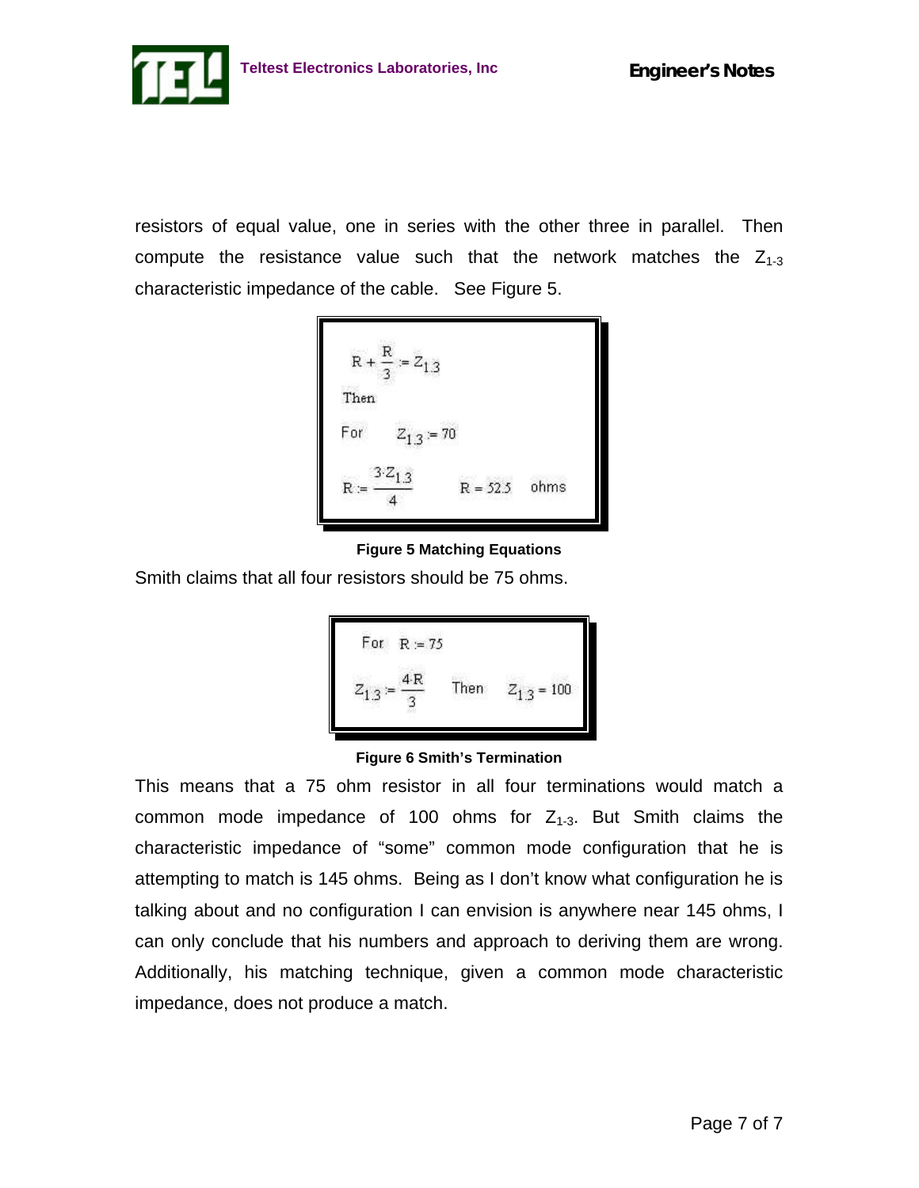resistors of equal value, one in series with the other three in parallel. Then compute the resistance value such that the network matches the $Z_{1\text{-}3}$ characteristic impedance of the cable. See Figure 5.

$$R + \frac{R}{3} := Z_{13}$$

Then

For $Z_{13} := 70$

$$R := \frac{3 \cdot Z_{13}}{4} \qquad R = 52.5 \quad \text{ohms}$$

**Figure 5 Matching Equations**

Smith claims that all four resistors should be 75 ohms.

For $R := 75$

$$Z_{13} := \frac{4 \cdot R}{3} \qquad \text{Then} \qquad Z_{13} = 100$$

**Figure 6 Smith's Termination**

This means that a 75 ohm resistor in all four terminations would match a common mode impedance of 100 ohms for $Z_{1\text{-}3}$. But Smith claims the characteristic impedance of "some" common mode configuration that he is attempting to match is 145 ohms. Being as I don't know what configuration he is talking about and no configuration I can envision is anywhere near 145 ohms, I can only conclude that his numbers and approach to deriving them are wrong. Additionally, his matching technique, given a common mode characteristic impedance, does not produce a match.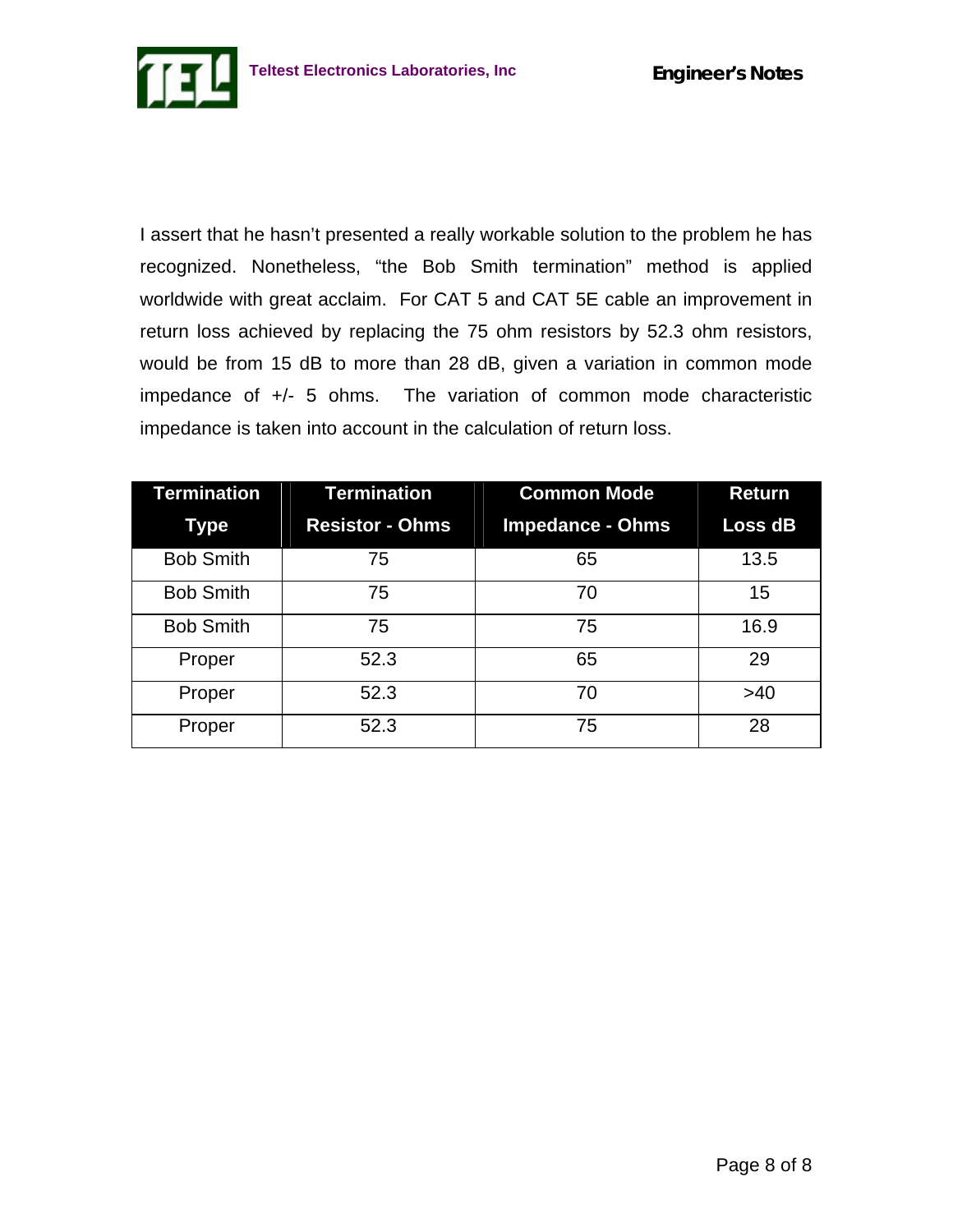I assert that he hasn't presented a really workable solution to the problem he has recognized. Nonetheless, "the Bob Smith termination" method is applied worldwide with great acclaim. For CAT 5 and CAT 5E cable an improvement in return loss achieved by replacing the 75 ohm resistors by 52.3 ohm resistors, would be from 15 dB to more than 28 dB, given a variation in common mode impedance of +/- 5 ohms. The variation of common mode characteristic impedance is taken into account in the calculation of return loss.

| Termination Type | Termination Resistor - Ohms | Common Mode Impedance - Ohms | Return Loss dB |
|---|---|---|---|
| Bob Smith | 75 | 65 | 13.5 |
| Bob Smith | 75 | 70 | 15 |
| Bob Smith | 75 | 75 | 16.9 |
| Proper | 52.3 | 65 | 29 |
| Proper | 52.3 | 70 | >40 |
| Proper | 52.3 | 75 | 28 |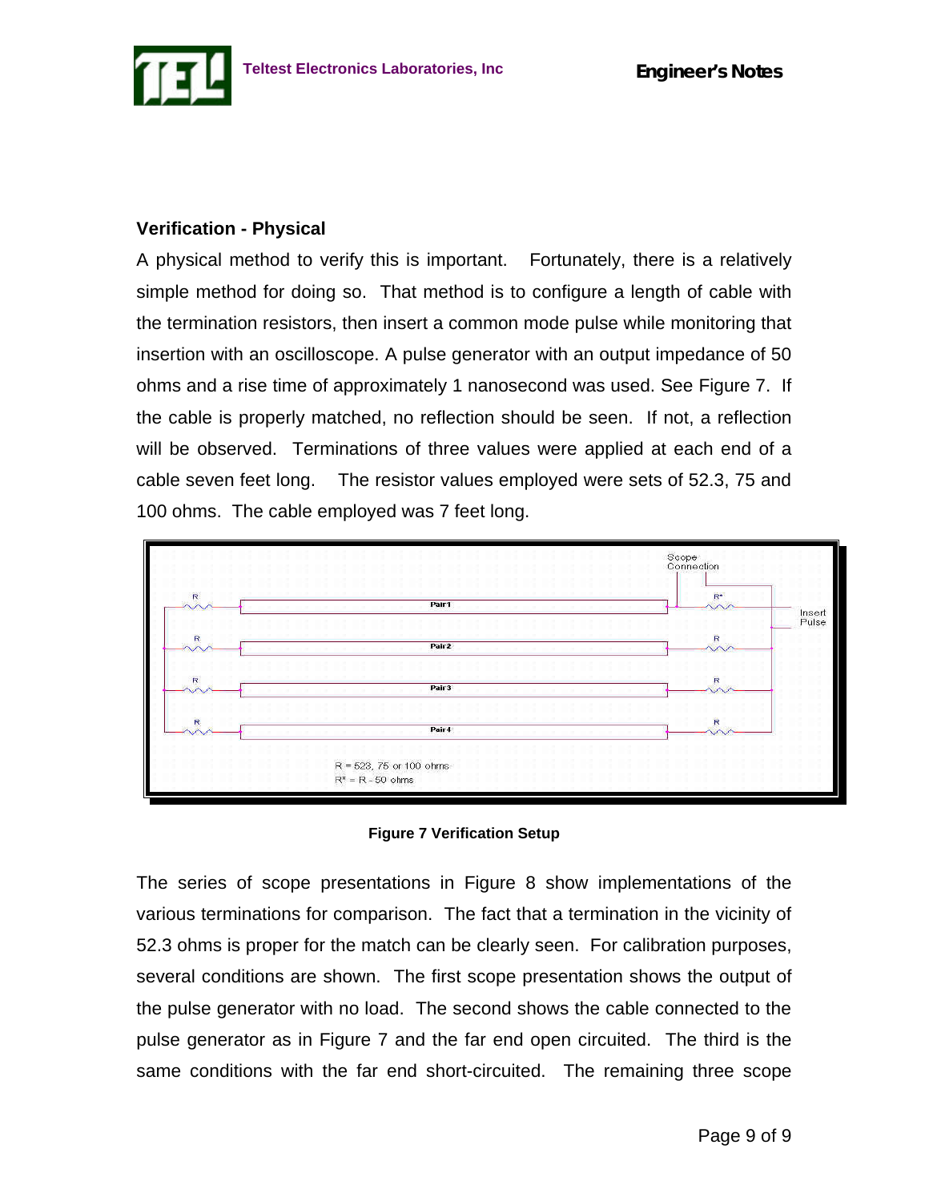### Verification - Physical

A physical method to verify this is important. Fortunately, there is a relatively simple method for doing so. That method is to configure a length of cable with the termination resistors, then insert a common mode pulse while monitoring that insertion with an oscilloscope. A pulse generator with an output impedance of 50 ohms and a rise time of approximately 1 nanosecond was used. See Figure 7. If the cable is properly matched, no reflection should be seen. If not, a reflection will be observed. Terminations of three values were applied at each end of a cable seven feet long. The resistor values employed were sets of 52.3, 75 and 100 ohms. The cable employed was 7 feet long.

**Figure 7 Verification Setup**

The series of scope presentations in Figure 8 show implementations of the various terminations for comparison. The fact that a termination in the vicinity of 52.3 ohms is proper for the match can be clearly seen. For calibration purposes, several conditions are shown. The first scope presentation shows the output of the pulse generator with no load. The second shows the cable connected to the pulse generator as in Figure 7 and the far end open circuited. The third is the same conditions with the far end short-circuited. The remaining three scope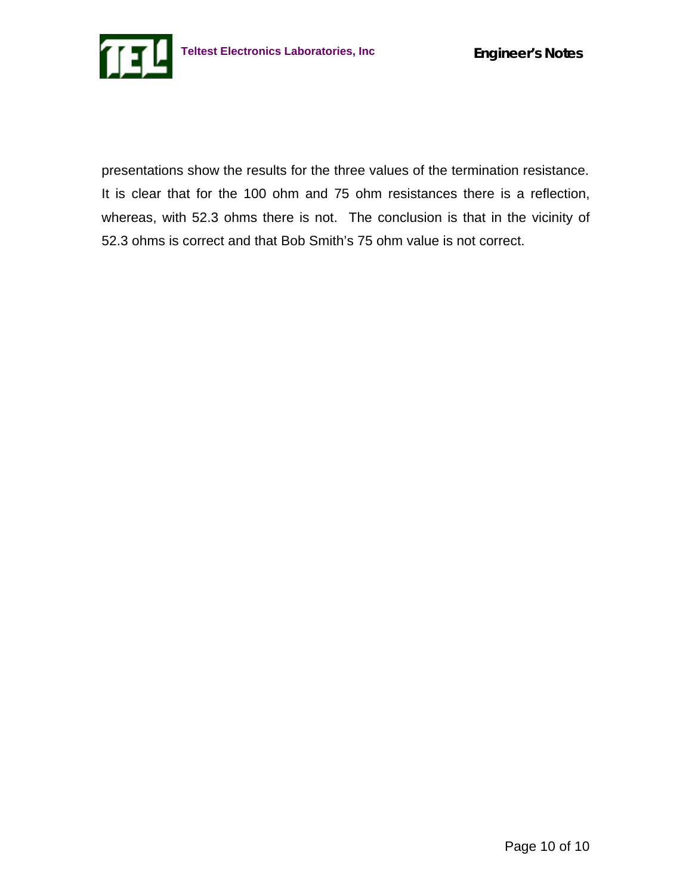presentations show the results for the three values of the termination resistance. It is clear that for the 100 ohm and 75 ohm resistances there is a reflection, whereas, with 52.3 ohms there is not. The conclusion is that in the vicinity of 52.3 ohms is correct and that Bob Smith's 75 ohm value is not correct.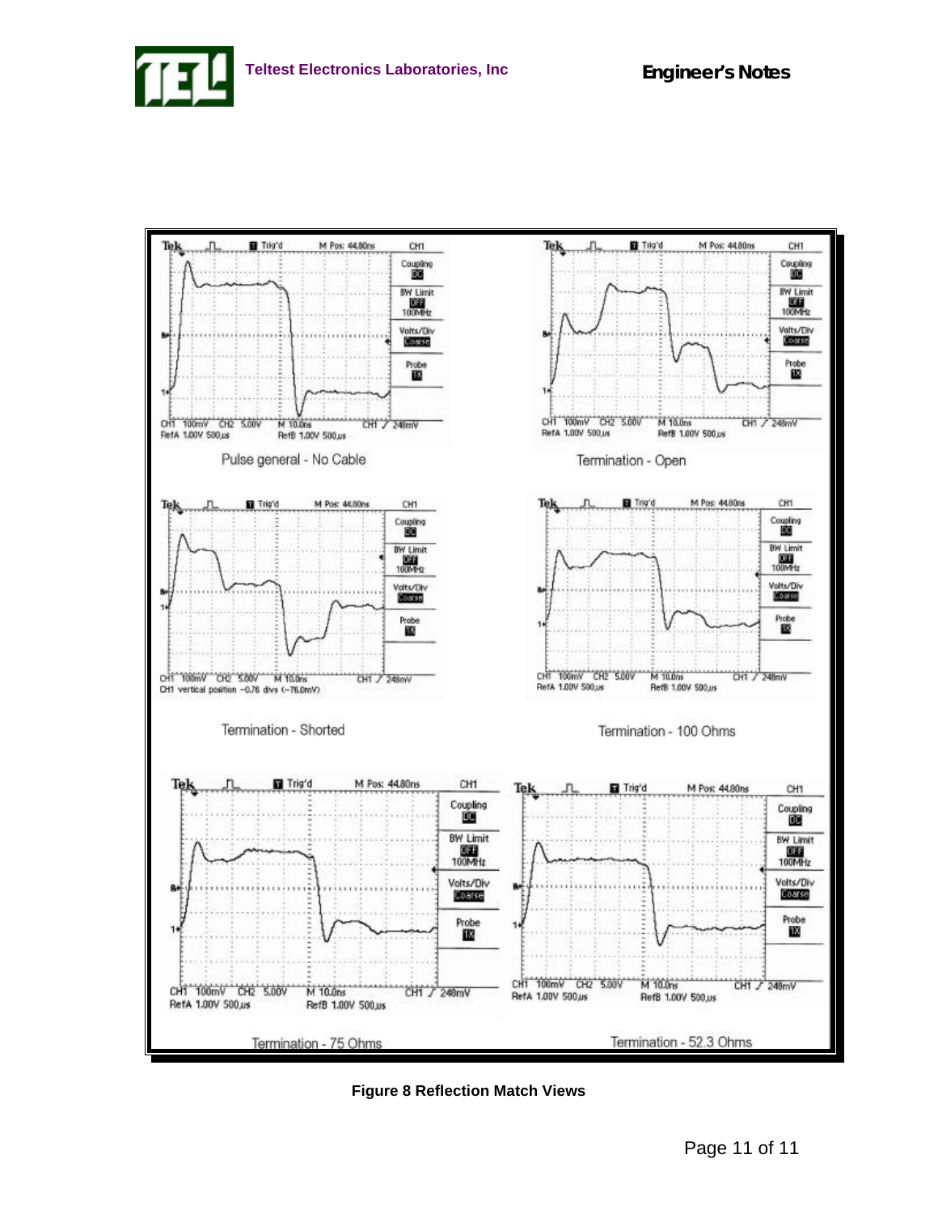Pulse general - No Cable

Termination - Open

Termination - Shorted

Termination - 100 Ohms

Termination - 75 Ohms

Termination - 52.3 Ohms

**Figure 8 Reflection Match Views**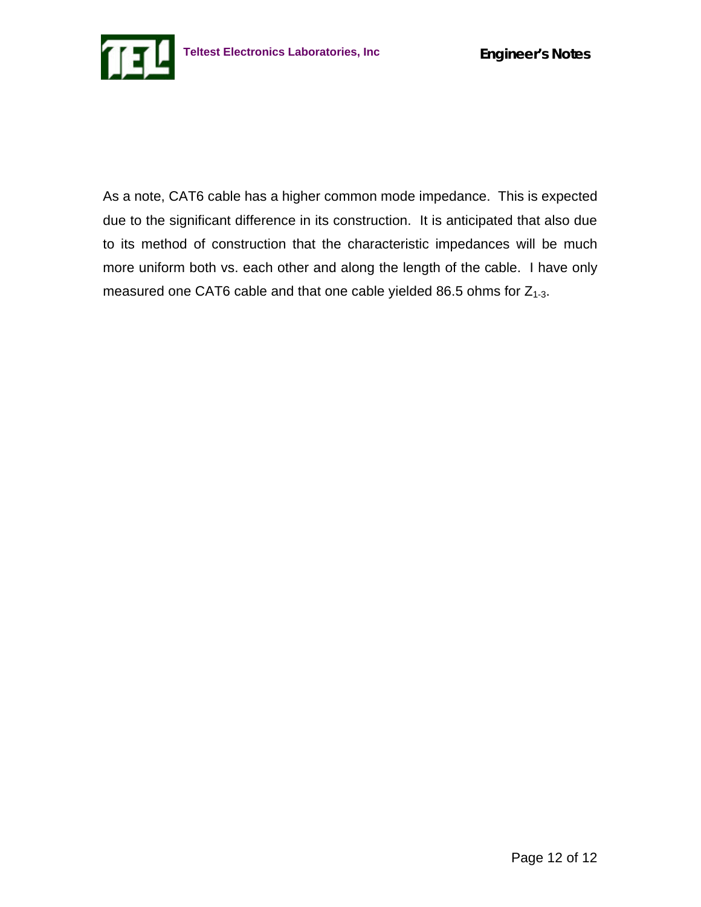As a note, CAT6 cable has a higher common mode impedance. This is expected due to the significant difference in its construction. It is anticipated that also due to its method of construction that the characteristic impedances will be much more uniform both vs. each other and along the length of the cable. I have only measured one CAT6 cable and that one cable yielded 86.5 ohms for $Z_{1\text{-}3}$.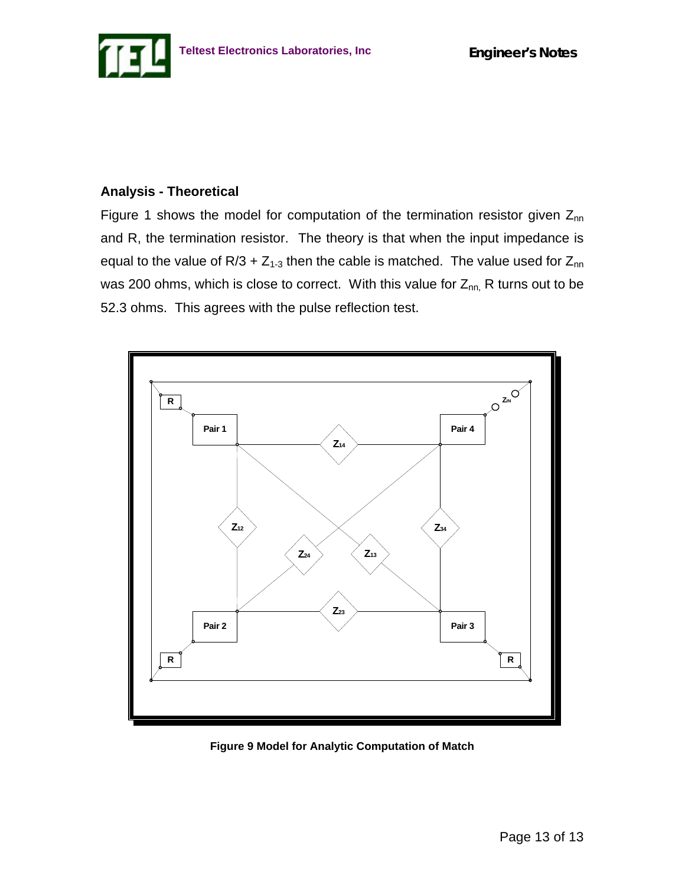## Analysis - Theoretical

Figure 1 shows the model for computation of the termination resistor given $Z_{nn}$ and R, the termination resistor. The theory is that when the input impedance is equal to the value of $R/3 + Z_{1\text{-}3}$ then the cable is matched. The value used for $Z_{nn}$ was 200 ohms, which is close to correct. With this value for $Z_{nn,}$ R turns out to be 52.3 ohms. This agrees with the pulse reflection test.

**Figure 9 Model for Analytic Computation of Match**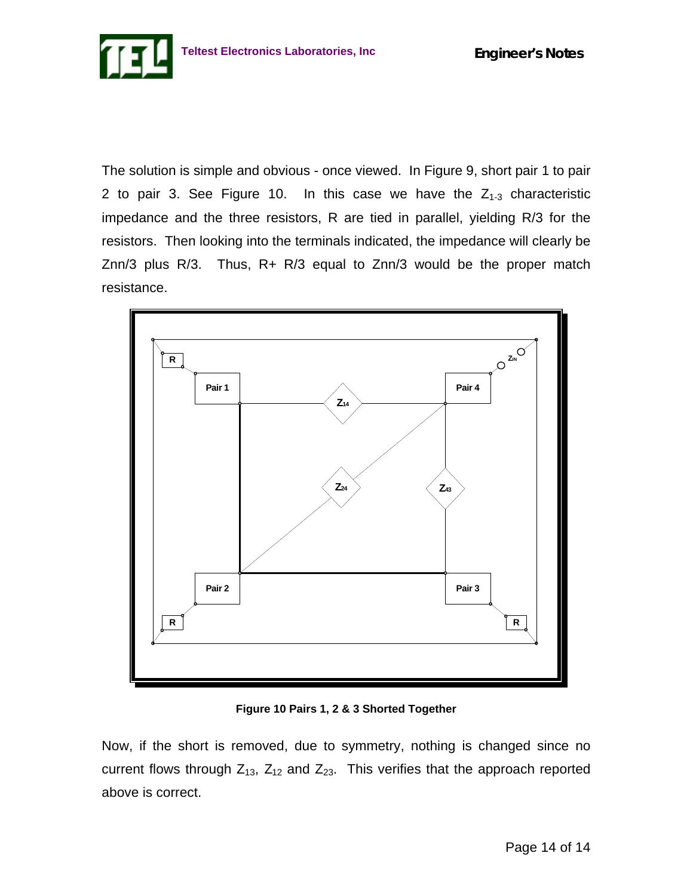The solution is simple and obvious - once viewed. In Figure 9, short pair 1 to pair 2 to pair 3. See Figure 10. In this case we have the $Z_{1\text{-}3}$ characteristic impedance and the three resistors, R are tied in parallel, yielding R/3 for the resistors. Then looking into the terminals indicated, the impedance will clearly be Znn/3 plus R/3. Thus, R+ R/3 equal to Znn/3 would be the proper match resistance.

**Figure 10 Pairs 1, 2 & 3 Shorted Together**

Now, if the short is removed, due to symmetry, nothing is changed since no current flows through $Z_{13}$, $Z_{12}$ and $Z_{23}$. This verifies that the approach reported above is correct.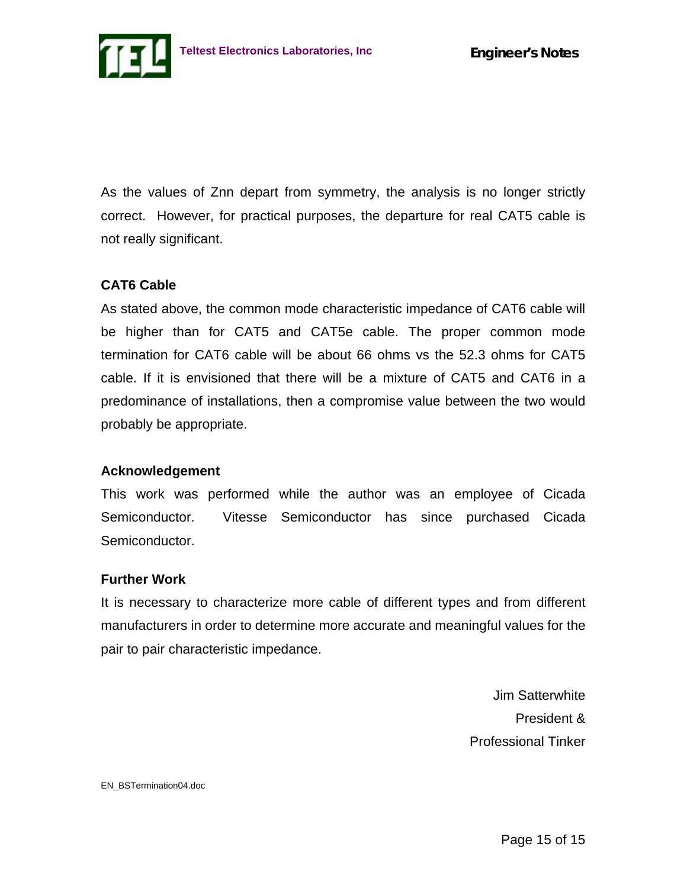As the values of Znn depart from symmetry, the analysis is no longer strictly correct. However, for practical purposes, the departure for real CAT5 cable is not really significant.

### CAT6 Cable

As stated above, the common mode characteristic impedance of CAT6 cable will be higher than for CAT5 and CAT5e cable. The proper common mode termination for CAT6 cable will be about 66 ohms vs the 52.3 ohms for CAT5 cable. If it is envisioned that there will be a mixture of CAT5 and CAT6 in a predominance of installations, then a compromise value between the two would probably be appropriate.

### Acknowledgement

This work was performed while the author was an employee of Cicada Semiconductor. Vitesse Semiconductor has since purchased Cicada Semiconductor.

### Further Work

It is necessary to characterize more cable of different types and from different manufacturers in order to determine more accurate and meaningful values for the pair to pair characteristic impedance.

Jim Satterwhite
President &
Professional Tinker

EN_BSTermination04.doc